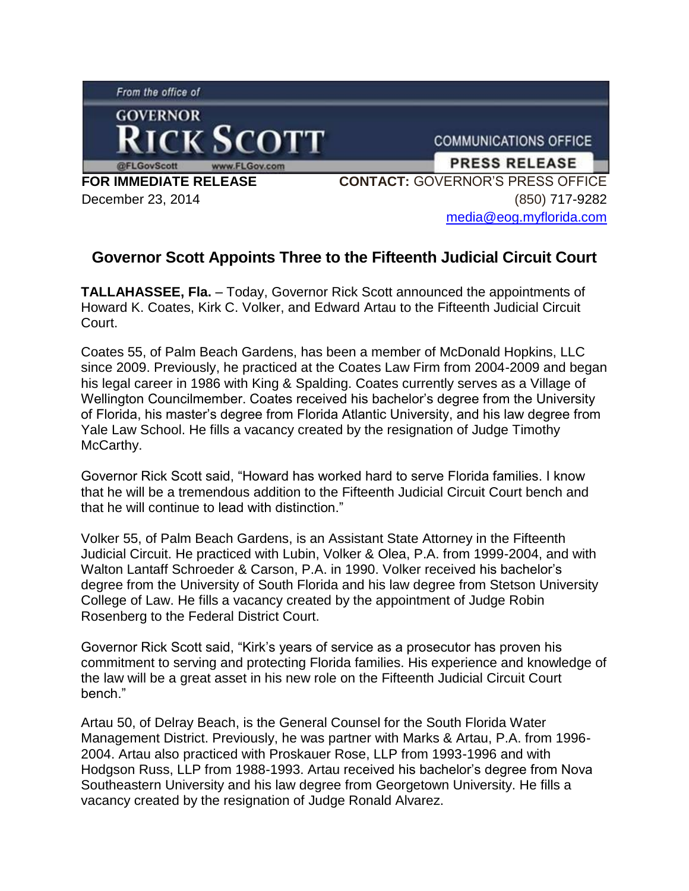From the office of

GOVERNOR

RICK SCOTT

@FLGovScott www.FLGov.com

COMMUNICATIONS OFFICE

PRESS RELEASE

**FOR IMMEDIATE RELEASE**
December 23, 2014

**CONTACT:** GOVERNOR'S PRESS OFFICE
(850) 717-9282
media@eog.myflorida.com

## Governor Scott Appoints Three to the Fifteenth Judicial Circuit Court

**TALLAHASSEE, Fla.** – Today, Governor Rick Scott announced the appointments of Howard K. Coates, Kirk C. Volker, and Edward Artau to the Fifteenth Judicial Circuit Court.

Coates 55, of Palm Beach Gardens, has been a member of McDonald Hopkins, LLC since 2009. Previously, he practiced at the Coates Law Firm from 2004-2009 and began his legal career in 1986 with King & Spalding. Coates currently serves as a Village of Wellington Councilmember. Coates received his bachelor's degree from the University of Florida, his master's degree from Florida Atlantic University, and his law degree from Yale Law School. He fills a vacancy created by the resignation of Judge Timothy McCarthy.

Governor Rick Scott said, "Howard has worked hard to serve Florida families. I know that he will be a tremendous addition to the Fifteenth Judicial Circuit Court bench and that he will continue to lead with distinction."

Volker 55, of Palm Beach Gardens, is an Assistant State Attorney in the Fifteenth Judicial Circuit. He practiced with Lubin, Volker & Olea, P.A. from 1999-2004, and with Walton Lantaff Schroeder & Carson, P.A. in 1990. Volker received his bachelor's degree from the University of South Florida and his law degree from Stetson University College of Law. He fills a vacancy created by the appointment of Judge Robin Rosenberg to the Federal District Court.

Governor Rick Scott said, "Kirk's years of service as a prosecutor has proven his commitment to serving and protecting Florida families. His experience and knowledge of the law will be a great asset in his new role on the Fifteenth Judicial Circuit Court bench."

Artau 50, of Delray Beach, is the General Counsel for the South Florida Water Management District. Previously, he was partner with Marks & Artau, P.A. from 1996-2004. Artau also practiced with Proskauer Rose, LLP from 1993-1996 and with Hodgson Russ, LLP from 1988-1993. Artau received his bachelor's degree from Nova Southeastern University and his law degree from Georgetown University. He fills a vacancy created by the resignation of Judge Ronald Alvarez.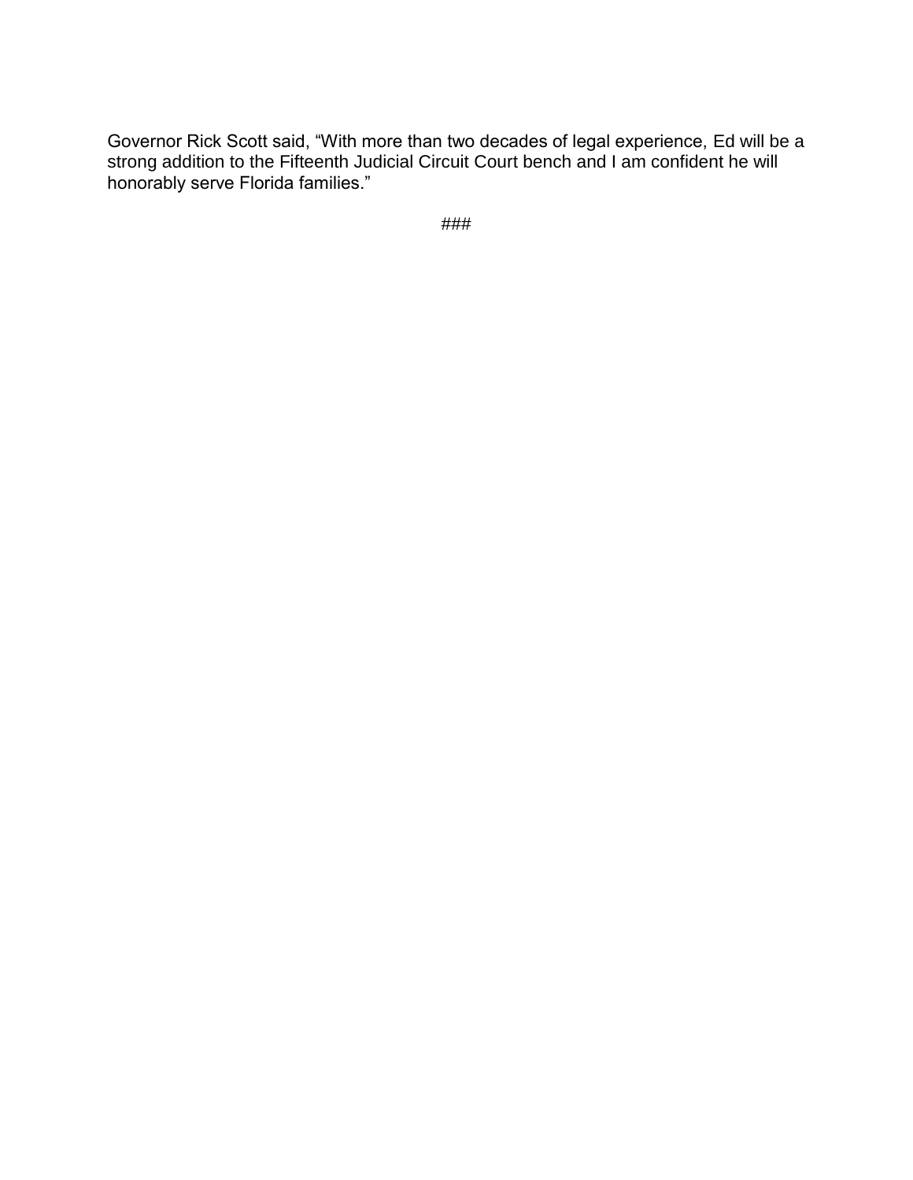Governor Rick Scott said, “With more than two decades of legal experience, Ed will be a strong addition to the Fifteenth Judicial Circuit Court bench and I am confident he will honorably serve Florida families.”

###